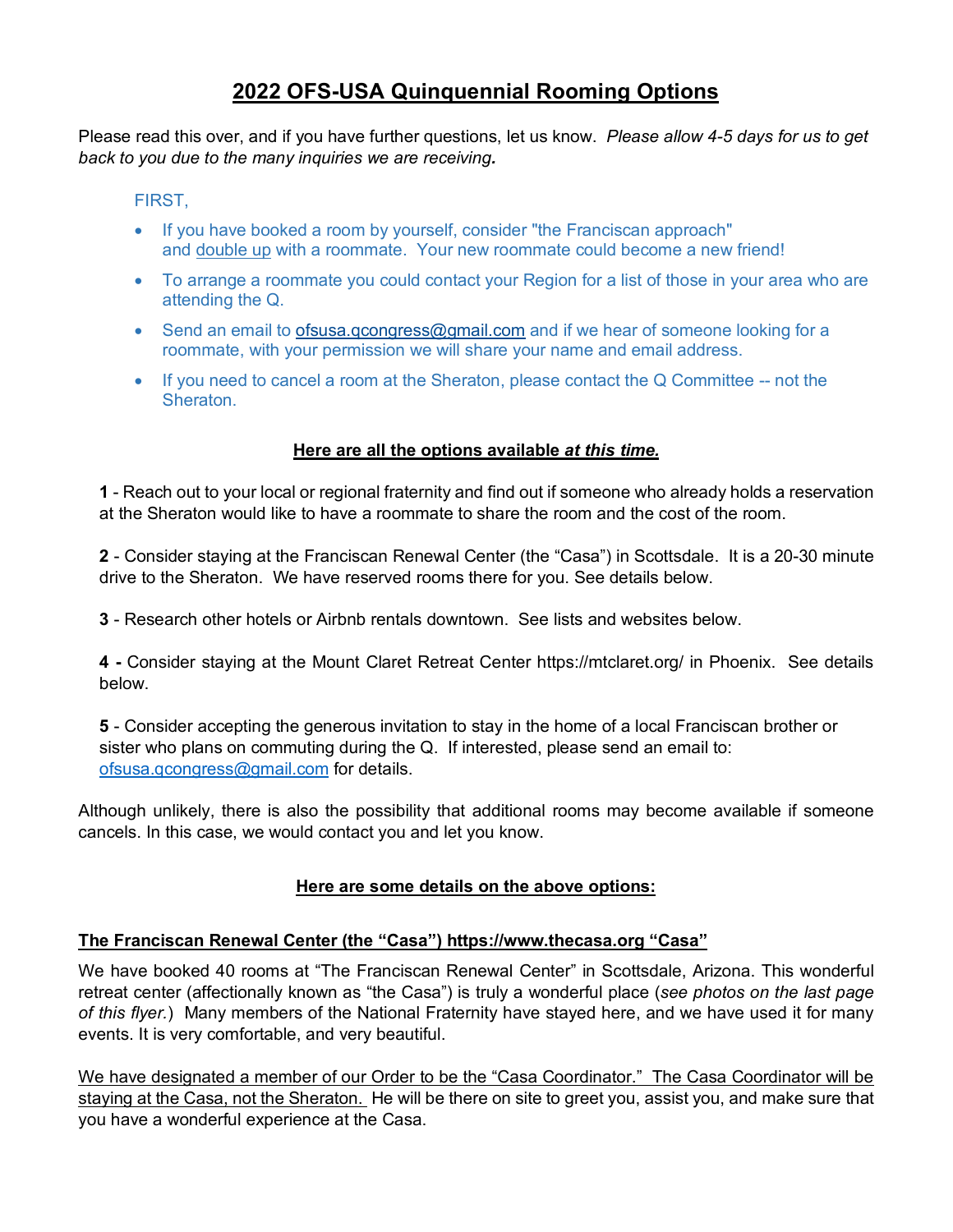# 2022 OFS-USA Quinquennial Rooming Options

Please read this over, and if you have further questions, let us know. *Please allow 4-5 days for us to get back to you due to the many inquiries we are receiving.*

FIRST,

- If you have booked a room by yourself, consider "the Franciscan approach" and double up with a roommate. Your new roommate could become a new friend!
- To arrange a roommate you could contact your Region for a list of those in your area who are attending the Q.
- Send an email to ofsusa.qcongress@gmail.com and if we hear of someone looking for a roommate, with your permission we will share your name and email address.
- If you need to cancel a room at the Sheraton, please contact the Q Committee -- not the Sheraton.

## Here are all the options available *at this time.*

**1** - Reach out to your local or regional fraternity and find out if someone who already holds a reservation at the Sheraton would like to have a roommate to share the room and the cost of the room.

**2** - Consider staying at the Franciscan Renewal Center (the "Casa") in Scottsdale. It is a 20-30 minute drive to the Sheraton. We have reserved rooms there for you. See details below.

**3** - Research other hotels or Airbnb rentals downtown. See lists and websites below.

**4 -** Consider staying at the Mount Claret Retreat Center https://mtclaret.org/ in Phoenix. See details below.

**5** - Consider accepting the generous invitation to stay in the home of a local Franciscan brother or sister who plans on commuting during the Q. If interested, please send an email to: ofsusa.qcongress@gmail.com for details.

Although unlikely, there is also the possibility that additional rooms may become available if someone cancels. In this case, we would contact you and let you know.

## Here are some details on the above options:

### The Franciscan Renewal Center (the "Casa") https://www.thecasa.org "Casa"

We have booked 40 rooms at "The Franciscan Renewal Center" in Scottsdale, Arizona. This wonderful retreat center (affectionately known as "the Casa") is truly a wonderful place (*see photos on the last page of this flyer.*) Many members of the National Fraternity have stayed here, and we have used it for many events. It is very comfortable, and very beautiful.

We have designated a member of our Order to be the "Casa Coordinator." The Casa Coordinator will be staying at the Casa, not the Sheraton. He will be there on site to greet you, assist you, and make sure that you have a wonderful experience at the Casa.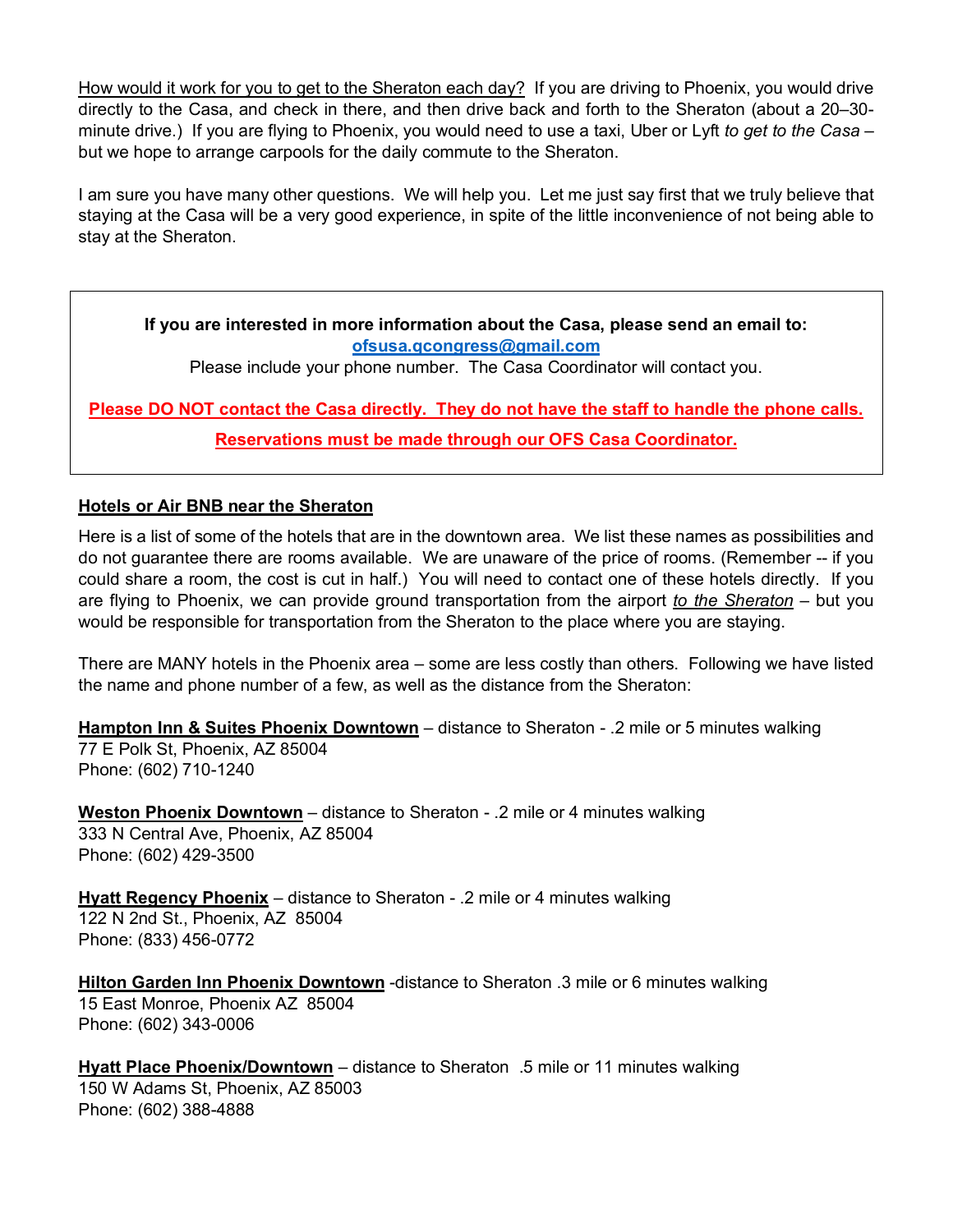<u>How would it work for you to get to the Sheraton each day?</u> If you are driving to Phoenix, you would drive directly to the Casa, and check in there, and then drive back and forth to the Sheraton (about a 20–30-minute drive.) If you are flying to Phoenix, you would need to use a taxi, Uber or Lyft *to get to the Casa* – but we hope to arrange carpools for the daily commute to the Sheraton.

I am sure you have many other questions. We will help you. Let me just say first that we truly believe that staying at the Casa will be a very good experience, in spite of the little inconvenience of not being able to stay at the Sheraton.

> **If you are interested in more information about the Casa, please send an email to:**
> **ofsusa.gcongress@gmail.com**
> Please include your phone number. The Casa Coordinator will contact you.
>
> **<u>Please DO NOT contact the Casa directly. They do not have the staff to handle the phone calls.</u>**
>
> **<u>Reservations must be made through our OFS Casa Coordinator.</u>**

## <u>Hotels or Air BNB near the Sheraton</u>

Here is a list of some of the hotels that are in the downtown area. We list these names as possibilities and do not guarantee there are rooms available. We are unaware of the price of rooms. (Remember -- if you could share a room, the cost is cut in half.) You will need to contact one of these hotels directly. If you are flying to Phoenix, we can provide ground transportation from the airport *<u>to the Sheraton</u>* – but you would be responsible for transportation from the Sheraton to the place where you are staying.

There are MANY hotels in the Phoenix area – some are less costly than others. Following we have listed the name and phone number of a few, as well as the distance from the Sheraton:

**<u>Hampton Inn & Suites Phoenix Downtown</u>** – distance to Sheraton - .2 mile or 5 minutes walking
77 E Polk St, Phoenix, AZ 85004
Phone: (602) 710-1240

**<u>Weston Phoenix Downtown</u>** – distance to Sheraton - .2 mile or 4 minutes walking
333 N Central Ave, Phoenix, AZ 85004
Phone: (602) 429-3500

**<u>Hyatt Regency Phoenix</u>** – distance to Sheraton - .2 mile or 4 minutes walking
122 N 2nd St., Phoenix, AZ 85004
Phone: (833) 456-0772

**<u>Hilton Garden Inn Phoenix Downtown</u>** -distance to Sheraton .3 mile or 6 minutes walking
15 East Monroe, Phoenix AZ 85004
Phone: (602) 343-0006

**<u>Hyatt Place Phoenix/Downtown</u>** – distance to Sheraton .5 mile or 11 minutes walking
150 W Adams St, Phoenix, AZ 85003
Phone: (602) 388-4888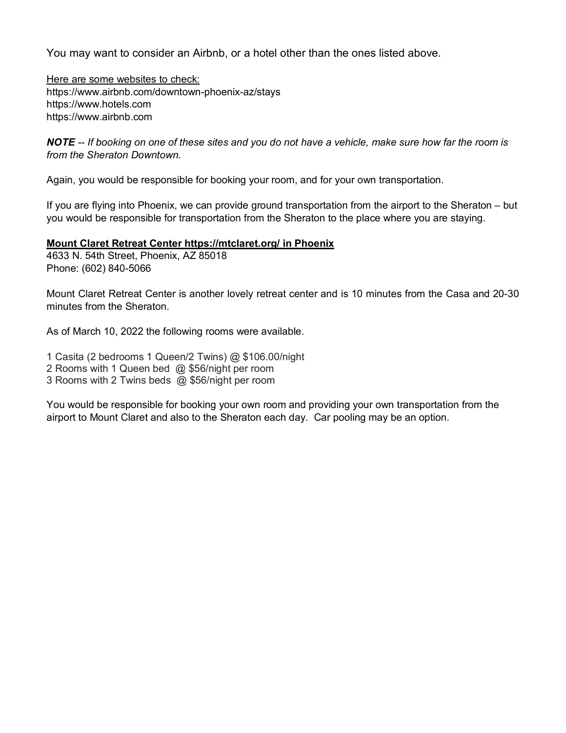You may want to consider an Airbnb, or a hotel other than the ones listed above.

Here are some websites to check:
https://www.airbnb.com/downtown-phoenix-az/stays
https://www.hotels.com
https://www.airbnb.com

***NOTE*** *-- If booking on one of these sites and you do not have a vehicle, make sure how far the room is from the Sheraton Downtown.*

Again, you would be responsible for booking your room, and for your own transportation.

If you are flying into Phoenix, we can provide ground transportation from the airport to the Sheraton – but you would be responsible for transportation from the Sheraton to the place where you are staying.

**Mount Claret Retreat Center https://mtclaret.org/ in Phoenix**
4633 N. 54th Street, Phoenix, AZ 85018
Phone: (602) 840-5066

Mount Claret Retreat Center is another lovely retreat center and is 10 minutes from the Casa and 20-30 minutes from the Sheraton.

As of March 10, 2022 the following rooms were available.

1 Casita (2 bedrooms 1 Queen/2 Twins) @ $106.00/night
2 Rooms with 1 Queen bed @ $56/night per room
3 Rooms with 2 Twins beds @ $56/night per room

You would be responsible for booking your own room and providing your own transportation from the airport to Mount Claret and also to the Sheraton each day. Car pooling may be an option.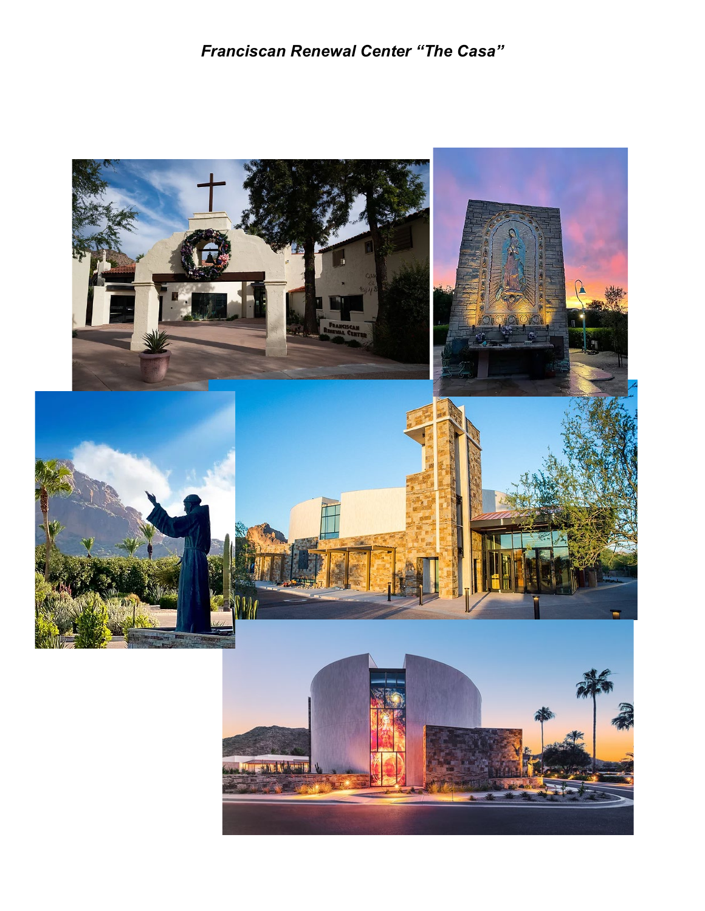***Franciscan Renewal Center "The Casa"***